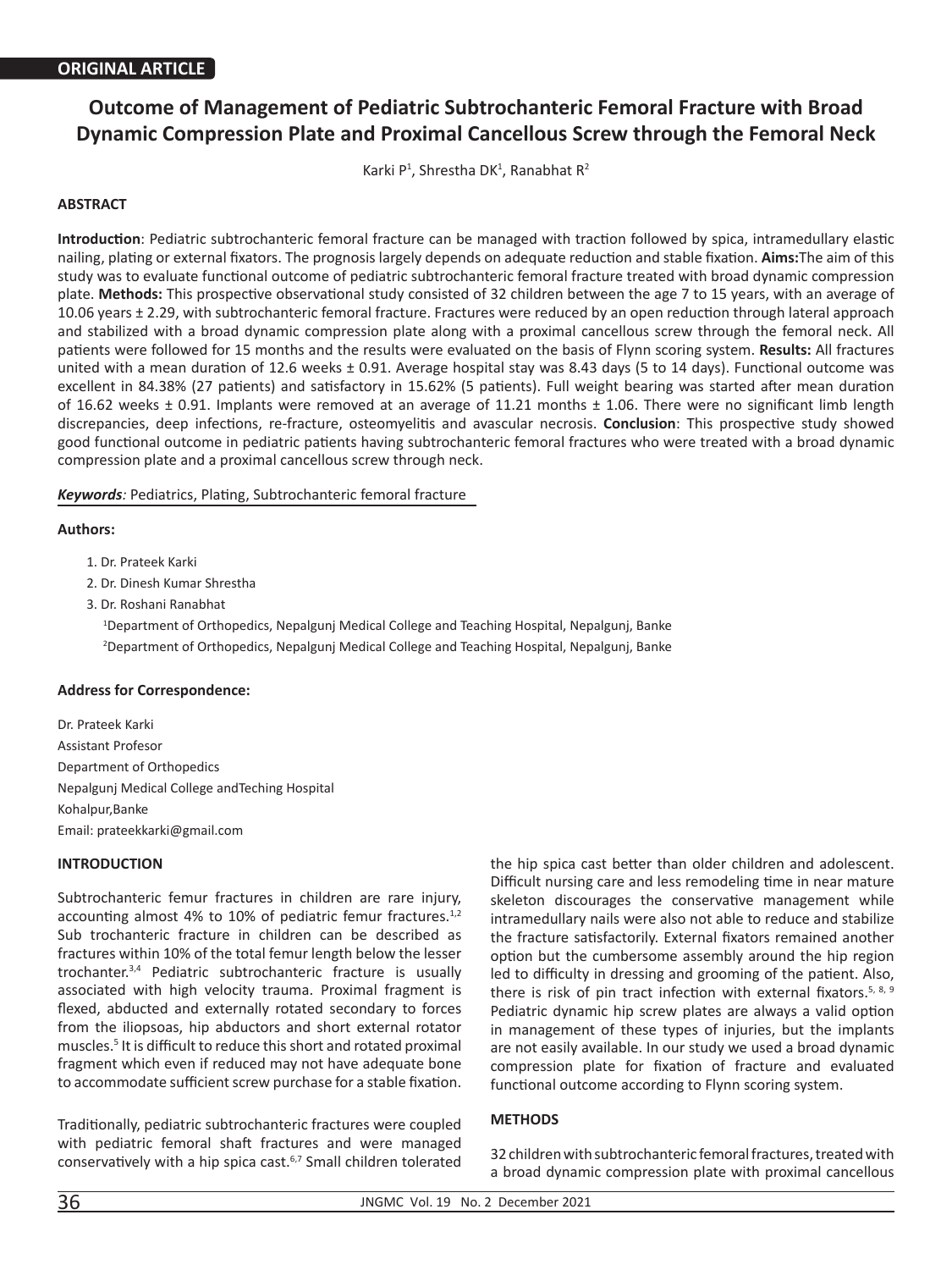**ORIGINAL ARTICLE**

# Outcome of Management of Pediatric Subtrochanteric Femoral Fracture with Broad Dynamic Compression Plate and Proximal Cancellous Screw through the Femoral Neck

Karki P[1], Shrestha DK[1], Ranabhat R[2]

## ABSTRACT

**Introduction**: Pediatric subtrochanteric femoral fracture can be managed with traction followed by spica, intramedullary elastic nailing, plating or external fixators. The prognosis largely depends on adequate reduction and stable fixation. **Aims:**The aim of this study was to evaluate functional outcome of pediatric subtrochanteric femoral fracture treated with broad dynamic compression plate. **Methods:** This prospective observational study consisted of 32 children between the age 7 to 15 years, with an average of 10.06 years ± 2.29, with subtrochanteric femoral fracture. Fractures were reduced by an open reduction through lateral approach and stabilized with a broad dynamic compression plate along with a proximal cancellous screw through the femoral neck. All patients were followed for 15 months and the results were evaluated on the basis of Flynn scoring system. **Results:** All fractures united with a mean duration of 12.6 weeks ± 0.91. Average hospital stay was 8.43 days (5 to 14 days). Functional outcome was excellent in 84.38% (27 patients) and satisfactory in 15.62% (5 patients). Full weight bearing was started after mean duration of 16.62 weeks ± 0.91. Implants were removed at an average of 11.21 months ± 1.06. There were no significant limb length discrepancies, deep infections, re-fracture, osteomyelitis and avascular necrosis. **Conclusion**: This prospective study showed good functional outcome in pediatric patients having subtrochanteric femoral fractures who were treated with a broad dynamic compression plate and a proximal cancellous screw through neck.

***Keywords**:* Pediatrics, Plating, Subtrochanteric femoral fracture

**Authors:**

1. Dr. Prateek Karki
2. Dr. Dinesh Kumar Shrestha
3. Dr. Roshani Ranabhat

[1]Department of Orthopedics, Nepalgunj Medical College and Teaching Hospital, Nepalgunj, Banke

[2]Department of Orthopedics, Nepalgunj Medical College and Teaching Hospital, Nepalgunj, Banke

**Address for Correspondence:**

Dr. Prateek Karki
Assistant Profesor
Department of Orthopedics
Nepalgunj Medical College andTeching Hospital
Kohalpur,Banke
Email: prateekkarki@gmail.com

## INTRODUCTION

Subtrochanteric femur fractures in children are rare injury, accounting almost 4% to 10% of pediatric femur fractures.[1,2] Sub trochanteric fracture in children can be described as fractures within 10% of the total femur length below the lesser trochanter.[3,4] Pediatric subtrochanteric fracture is usually associated with high velocity trauma. Proximal fragment is flexed, abducted and externally rotated secondary to forces from the iliopsoas, hip abductors and short external rotator muscles.[5] It is difficult to reduce this short and rotated proximal fragment which even if reduced may not have adequate bone to accommodate sufficient screw purchase for a stable fixation.

Traditionally, pediatric subtrochanteric fractures were coupled with pediatric femoral shaft fractures and were managed conservatively with a hip spica cast.[6,7] Small children tolerated the hip spica cast better than older children and adolescent. Difficult nursing care and less remodeling time in near mature skeleton discourages the conservative management while intramedullary nails were also not able to reduce and stabilize the fracture satisfactorily. External fixators remained another option but the cumbersome assembly around the hip region led to difficulty in dressing and grooming of the patient. Also, there is risk of pin tract infection with external fixators.[5, 8, 9] Pediatric dynamic hip screw plates are always a valid option in management of these types of injuries, but the implants are not easily available. In our study we used a broad dynamic compression plate for fixation of fracture and evaluated functional outcome according to Flynn scoring system.

## METHODS

32 children with subtrochanteric femoral fractures, treated with a broad dynamic compression plate with proximal cancellous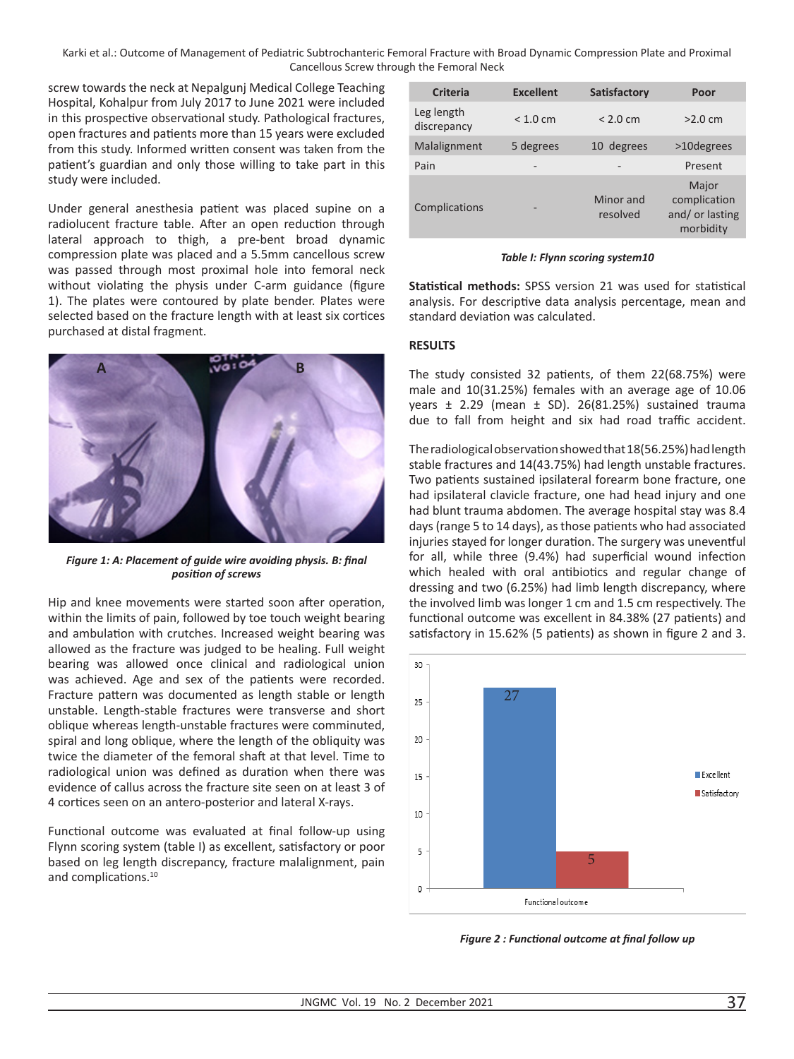screw towards the neck at Nepalgunj Medical College Teaching Hospital, Kohalpur from July 2017 to June 2021 were included in this prospective observational study. Pathological fractures, open fractures and patients more than 15 years were excluded from this study. Informed written consent was taken from the patient's guardian and only those willing to take part in this study were included.

Under general anesthesia patient was placed supine on a radiolucent fracture table. After an open reduction through lateral approach to thigh, a pre-bent broad dynamic compression plate was placed and a 5.5mm cancellous screw was passed through most proximal hole into femoral neck without violating the physis under C-arm guidance (figure 1). The plates were contoured by plate bender. Plates were selected based on the fracture length with at least six cortices purchased at distal fragment.

*Figure 1: A: Placement of guide wire avoiding physis. B: final position of screws*

Hip and knee movements were started soon after operation, within the limits of pain, followed by toe touch weight bearing and ambulation with crutches. Increased weight bearing was allowed as the fracture was judged to be healing. Full weight bearing was allowed once clinical and radiological union was achieved. Age and sex of the patients were recorded. Fracture pattern was documented as length stable or length unstable. Length-stable fractures were transverse and short oblique whereas length-unstable fractures were comminuted, spiral and long oblique, where the length of the obliquity was twice the diameter of the femoral shaft at that level. Time to radiological union was defined as duration when there was evidence of callus across the fracture site seen on at least 3 of 4 cortices seen on an antero-posterior and lateral X-rays.

Functional outcome was evaluated at final follow-up using Flynn scoring system (table I) as excellent, satisfactory or poor based on leg length discrepancy, fracture malalignment, pain and complications.[10]

| Criteria | Excellent | Satisfactory | Poor |
|---|---|---|---|
| Leg length discrepancy | < 1.0 cm | < 2.0 cm | >2.0 cm |
| Malalignment | 5 degrees | 10 degrees | >10degrees |
| Pain | - | - | Present |
| Complications | - | Minor and resolved | Major complication and/ or lasting morbidity |

*Table I: Flynn scoring system10*

**Statistical methods:** SPSS version 21 was used for statistical analysis. For descriptive data analysis percentage, mean and standard deviation was calculated.

## RESULTS

The study consisted 32 patients, of them 22(68.75%) were male and 10(31.25%) females with an average age of 10.06 years ± 2.29 (mean ± SD). 26(81.25%) sustained trauma due to fall from height and six had road traffic accident.

The radiological observation showed that 18(56.25%) had length stable fractures and 14(43.75%) had length unstable fractures. Two patients sustained ipsilateral forearm bone fracture, one had ipsilateral clavicle fracture, one had head injury and one had blunt trauma abdomen. The average hospital stay was 8.4 days (range 5 to 14 days), as those patients who had associated injuries stayed for longer duration. The surgery was uneventful for all, while three (9.4%) had superficial wound infection which healed with oral antibiotics and regular change of dressing and two (6.25%) had limb length discrepancy, where the involved limb was longer 1 cm and 1.5 cm respectively. The functional outcome was excellent in 84.38% (27 patients) and satisfactory in 15.62% (5 patients) as shown in figure 2 and 3.

*Figure 2 : Functional outcome at final follow up*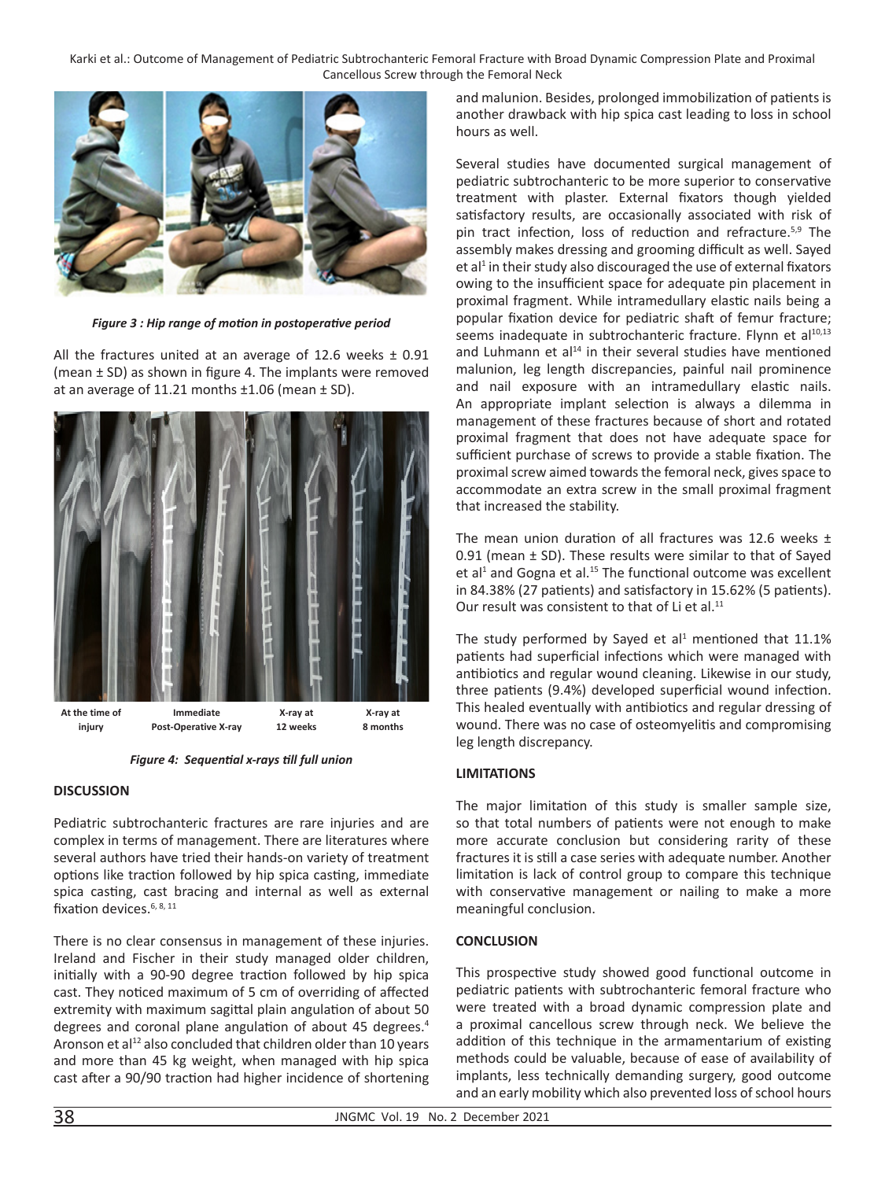*Figure 3 : Hip range of motion in postoperative period*

All the fractures united at an average of 12.6 weeks ± 0.91 (mean ± SD) as shown in figure 4. The implants were removed at an average of 11.21 months ±1.06 (mean ± SD).

At the time of injury | Immediate Post-Operative X-ray | X-ray at 12 weeks | X-ray at 8 months

*Figure 4: Sequential x-rays till full union*

## DISCUSSION

Pediatric subtrochanteric fractures are rare injuries and are complex in terms of management. There are literatures where several authors have tried their hands-on variety of treatment options like traction followed by hip spica casting, immediate spica casting, cast bracing and internal as well as external fixation devices.[6, 8, 11]

There is no clear consensus in management of these injuries. Ireland and Fischer in their study managed older children, initially with a 90-90 degree traction followed by hip spica cast. They noticed maximum of 5 cm of overriding of affected extremity with maximum sagittal plain angulation of about 50 degrees and coronal plane angulation of about 45 degrees.[4] Aronson et al[12] also concluded that children older than 10 years and more than 45 kg weight, when managed with hip spica cast after a 90/90 traction had higher incidence of shortening and malunion. Besides, prolonged immobilization of patients is another drawback with hip spica cast leading to loss in school hours as well.

Several studies have documented surgical management of pediatric subtrochanteric to be more superior to conservative treatment with plaster. External fixators though yielded satisfactory results, are occasionally associated with risk of pin tract infection, loss of reduction and refracture.[5,9] The assembly makes dressing and grooming difficult as well. Sayed et al[1] in their study also discouraged the use of external fixators owing to the insufficient space for adequate pin placement in proximal fragment. While intramedullary elastic nails being a popular fixation device for pediatric shaft of femur fracture; seems inadequate in subtrochanteric fracture. Flynn et al[10,13] and Luhmann et al[14] in their several studies have mentioned malunion, leg length discrepancies, painful nail prominence and nail exposure with an intramedullary elastic nails. An appropriate implant selection is always a dilemma in management of these fractures because of short and rotated proximal fragment that does not have adequate space for sufficient purchase of screws to provide a stable fixation. The proximal screw aimed towards the femoral neck, gives space to accommodate an extra screw in the small proximal fragment that increased the stability.

The mean union duration of all fractures was 12.6 weeks ± 0.91 (mean ± SD). These results were similar to that of Sayed et al[1] and Gogna et al.[15] The functional outcome was excellent in 84.38% (27 patients) and satisfactory in 15.62% (5 patients). Our result was consistent to that of Li et al.[11]

The study performed by Sayed et al[1] mentioned that 11.1% patients had superficial infections which were managed with antibiotics and regular wound cleaning. Likewise in our study, three patients (9.4%) developed superficial wound infection. This healed eventually with antibiotics and regular dressing of wound. There was no case of osteomyelitis and compromising leg length discrepancy.

## LIMITATIONS

The major limitation of this study is smaller sample size, so that total numbers of patients were not enough to make more accurate conclusion but considering rarity of these fractures it is still a case series with adequate number. Another limitation is lack of control group to compare this technique with conservative management or nailing to make a more meaningful conclusion.

## CONCLUSION

This prospective study showed good functional outcome in pediatric patients with subtrochanteric femoral fracture who were treated with a broad dynamic compression plate and a proximal cancellous screw through neck. We believe the addition of this technique in the armamentarium of existing methods could be valuable, because of ease of availability of implants, less technically demanding surgery, good outcome and an early mobility which also prevented loss of school hours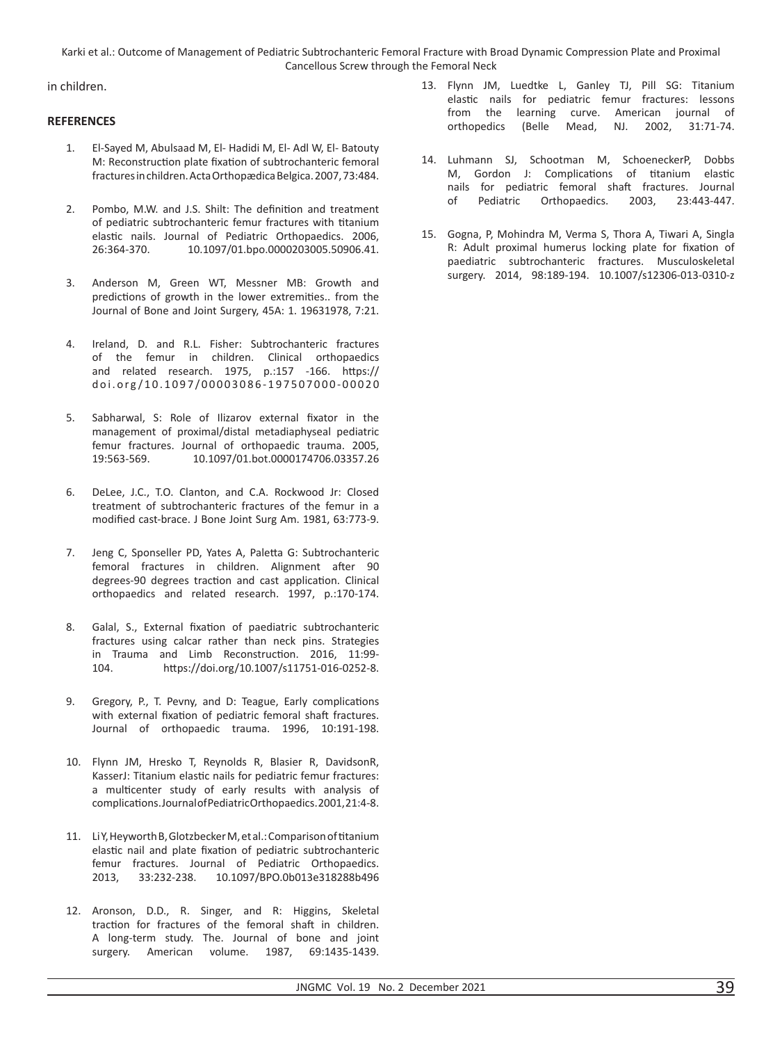in children.

**REFERENCES**

1. El-Sayed M, Abulsaad M, El- Hadidi M, El- Adl W, El- Batouty M: Reconstruction plate fixation of subtrochanteric femoral fractures in children. Acta Orthopædica Belgica. 2007, 73:484.

2. Pombo, M.W. and J.S. Shilt: The definition and treatment of pediatric subtrochanteric femur fractures with titanium elastic nails. Journal of Pediatric Orthopaedics. 2006, 26:364-370. 10.1097/01.bpo.0000203005.50906.41.

3. Anderson M, Green WT, Messner MB: Growth and predictions of growth in the lower extremities.. from the Journal of Bone and Joint Surgery, 45A: 1. 19631978, 7:21.

4. Ireland, D. and R.L. Fisher: Subtrochanteric fractures of the femur in children. Clinical orthopaedics and related research. 1975, p.:157 -166. https://doi.org/10.1097/00003086-197507000-00020

5. Sabharwal, S: Role of Ilizarov external fixator in the management of proximal/distal metadiaphyseal pediatric femur fractures. Journal of orthopaedic trauma. 2005, 19:563-569. 10.1097/01.bot.0000174706.03357.26

6. DeLee, J.C., T.O. Clanton, and C.A. Rockwood Jr: Closed treatment of subtrochanteric fractures of the femur in a modified cast-brace. J Bone Joint Surg Am. 1981, 63:773-9.

7. Jeng C, Sponseller PD, Yates A, Paletta G: Subtrochanteric femoral fractures in children. Alignment after 90 degrees-90 degrees traction and cast application. Clinical orthopaedics and related research. 1997, p.:170-174.

8. Galal, S., External fixation of paediatric subtrochanteric fractures using calcar rather than neck pins. Strategies in Trauma and Limb Reconstruction. 2016, 11:99-104. https://doi.org/10.1007/s11751-016-0252-8.

9. Gregory, P., T. Pevny, and D: Teague, Early complications with external fixation of pediatric femoral shaft fractures. Journal of orthopaedic trauma. 1996, 10:191-198.

10. Flynn JM, Hresko T, Reynolds R, Blasier R, DavidsonR, KasserJ: Titanium elastic nails for pediatric femur fractures: a multicenter study of early results with analysis of complications. Journal of Pediatric Orthopaedics. 2001, 21:4-8.

11. Li Y, Heyworth B, Glotzbecker M, et al.: Comparison of titanium elastic nail and plate fixation of pediatric subtrochanteric femur fractures. Journal of Pediatric Orthopaedics. 2013, 33:232-238. 10.1097/BPO.0b013e318288b496

12. Aronson, D.D., R. Singer, and R: Higgins, Skeletal traction for fractures of the femoral shaft in children. A long-term study. The. Journal of bone and joint surgery. American volume. 1987, 69:1435-1439.

13. Flynn JM, Luedtke L, Ganley TJ, Pill SG: Titanium elastic nails for pediatric femur fractures: lessons from the learning curve. American journal of orthopedics (Belle Mead, NJ. 2002, 31:71-74.

14. Luhmann SJ, Schootman M, SchoeneckerP, Dobbs M, Gordon J: Complications of titanium elastic nails for pediatric femoral shaft fractures. Journal of Pediatric Orthopaedics. 2003, 23:443-447.

15. Gogna, P, Mohindra M, Verma S, Thora A, Tiwari A, Singla R: Adult proximal humerus locking plate for fixation of paediatric subtrochanteric fractures. Musculoskeletal surgery. 2014, 98:189-194. 10.1007/s12306-013-0310-z